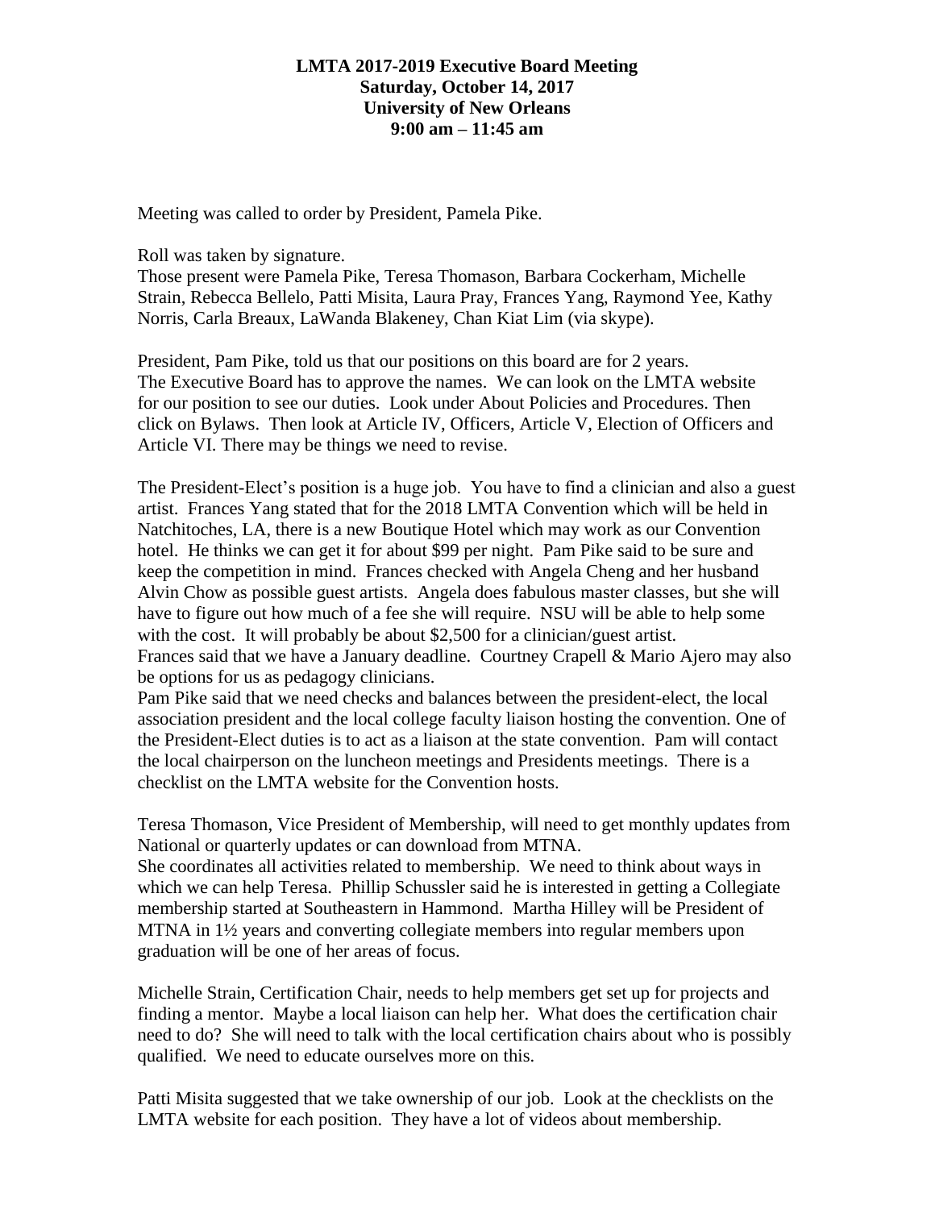**LMTA 2017-2019 Executive Board Meeting**
**Saturday, October 14, 2017**
**University of New Orleans**
**9:00 am – 11:45 am**

Meeting was called to order by President, Pamela Pike.

Roll was taken by signature.
Those present were Pamela Pike, Teresa Thomason, Barbara Cockerham, Michelle Strain, Rebecca Bellelo, Patti Misita, Laura Pray, Frances Yang, Raymond Yee, Kathy Norris, Carla Breaux, LaWanda Blakeney, Chan Kiat Lim (via skype).

President, Pam Pike, told us that our positions on this board are for 2 years. The Executive Board has to approve the names. We can look on the LMTA website for our position to see our duties. Look under About Policies and Procedures. Then click on Bylaws. Then look at Article IV, Officers, Article V, Election of Officers and Article VI. There may be things we need to revise.

The President-Elect's position is a huge job. You have to find a clinician and also a guest artist. Frances Yang stated that for the 2018 LMTA Convention which will be held in Natchitoches, LA, there is a new Boutique Hotel which may work as our Convention hotel. He thinks we can get it for about $99 per night. Pam Pike said to be sure and keep the competition in mind. Frances checked with Angela Cheng and her husband Alvin Chow as possible guest artists. Angela does fabulous master classes, but she will have to figure out how much of a fee she will require. NSU will be able to help some with the cost. It will probably be about $2,500 for a clinician/guest artist.
Frances said that we have a January deadline. Courtney Crapell & Mario Ajero may also be options for us as pedagogy clinicians.
Pam Pike said that we need checks and balances between the president-elect, the local association president and the local college faculty liaison hosting the convention. One of the President-Elect duties is to act as a liaison at the state convention. Pam will contact the local chairperson on the luncheon meetings and Presidents meetings. There is a checklist on the LMTA website for the Convention hosts.

Teresa Thomason, Vice President of Membership, will need to get monthly updates from National or quarterly updates or can download from MTNA.
She coordinates all activities related to membership. We need to think about ways in which we can help Teresa. Phillip Schussler said he is interested in getting a Collegiate membership started at Southeastern in Hammond. Martha Hilley will be President of MTNA in 1½ years and converting collegiate members into regular members upon graduation will be one of her areas of focus.

Michelle Strain, Certification Chair, needs to help members get set up for projects and finding a mentor. Maybe a local liaison can help her. What does the certification chair need to do? She will need to talk with the local certification chairs about who is possibly qualified. We need to educate ourselves more on this.

Patti Misita suggested that we take ownership of our job. Look at the checklists on the LMTA website for each position. They have a lot of videos about membership.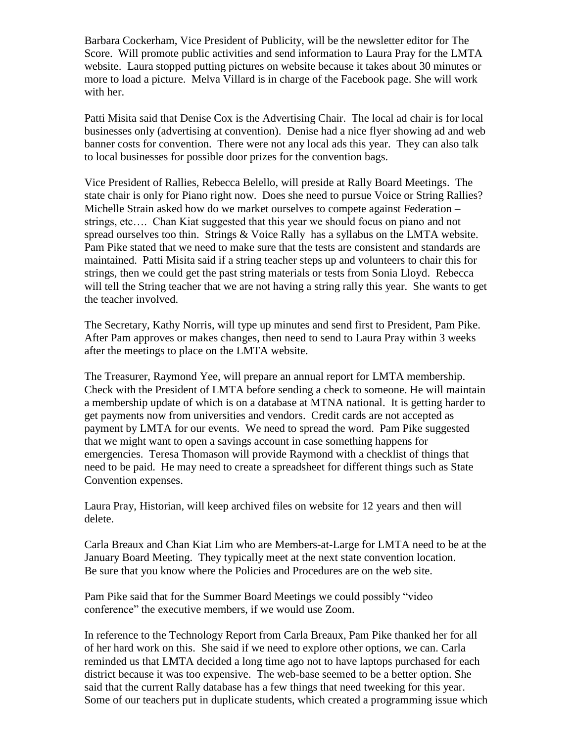Barbara Cockerham, Vice President of Publicity, will be the newsletter editor for The Score. Will promote public activities and send information to Laura Pray for the LMTA website. Laura stopped putting pictures on website because it takes about 30 minutes or more to load a picture. Melva Villard is in charge of the Facebook page. She will work with her.

Patti Misita said that Denise Cox is the Advertising Chair. The local ad chair is for local businesses only (advertising at convention). Denise had a nice flyer showing ad and web banner costs for convention. There were not any local ads this year. They can also talk to local businesses for possible door prizes for the convention bags.

Vice President of Rallies, Rebecca Belello, will preside at Rally Board Meetings. The state chair is only for Piano right now. Does she need to pursue Voice or String Rallies? Michelle Strain asked how do we market ourselves to compete against Federation – strings, etc…. Chan Kiat suggested that this year we should focus on piano and not spread ourselves too thin. Strings & Voice Rally has a syllabus on the LMTA website. Pam Pike stated that we need to make sure that the tests are consistent and standards are maintained. Patti Misita said if a string teacher steps up and volunteers to chair this for strings, then we could get the past string materials or tests from Sonia Lloyd. Rebecca will tell the String teacher that we are not having a string rally this year. She wants to get the teacher involved.

The Secretary, Kathy Norris, will type up minutes and send first to President, Pam Pike. After Pam approves or makes changes, then need to send to Laura Pray within 3 weeks after the meetings to place on the LMTA website.

The Treasurer, Raymond Yee, will prepare an annual report for LMTA membership. Check with the President of LMTA before sending a check to someone. He will maintain a membership update of which is on a database at MTNA national. It is getting harder to get payments now from universities and vendors. Credit cards are not accepted as payment by LMTA for our events. We need to spread the word. Pam Pike suggested that we might want to open a savings account in case something happens for emergencies. Teresa Thomason will provide Raymond with a checklist of things that need to be paid. He may need to create a spreadsheet for different things such as State Convention expenses.

Laura Pray, Historian, will keep archived files on website for 12 years and then will delete.

Carla Breaux and Chan Kiat Lim who are Members-at-Large for LMTA need to be at the January Board Meeting. They typically meet at the next state convention location. Be sure that you know where the Policies and Procedures are on the web site.

Pam Pike said that for the Summer Board Meetings we could possibly "video conference" the executive members, if we would use Zoom.

In reference to the Technology Report from Carla Breaux, Pam Pike thanked her for all of her hard work on this. She said if we need to explore other options, we can. Carla reminded us that LMTA decided a long time ago not to have laptops purchased for each district because it was too expensive. The web-base seemed to be a better option. She said that the current Rally database has a few things that need tweeking for this year. Some of our teachers put in duplicate students, which created a programming issue which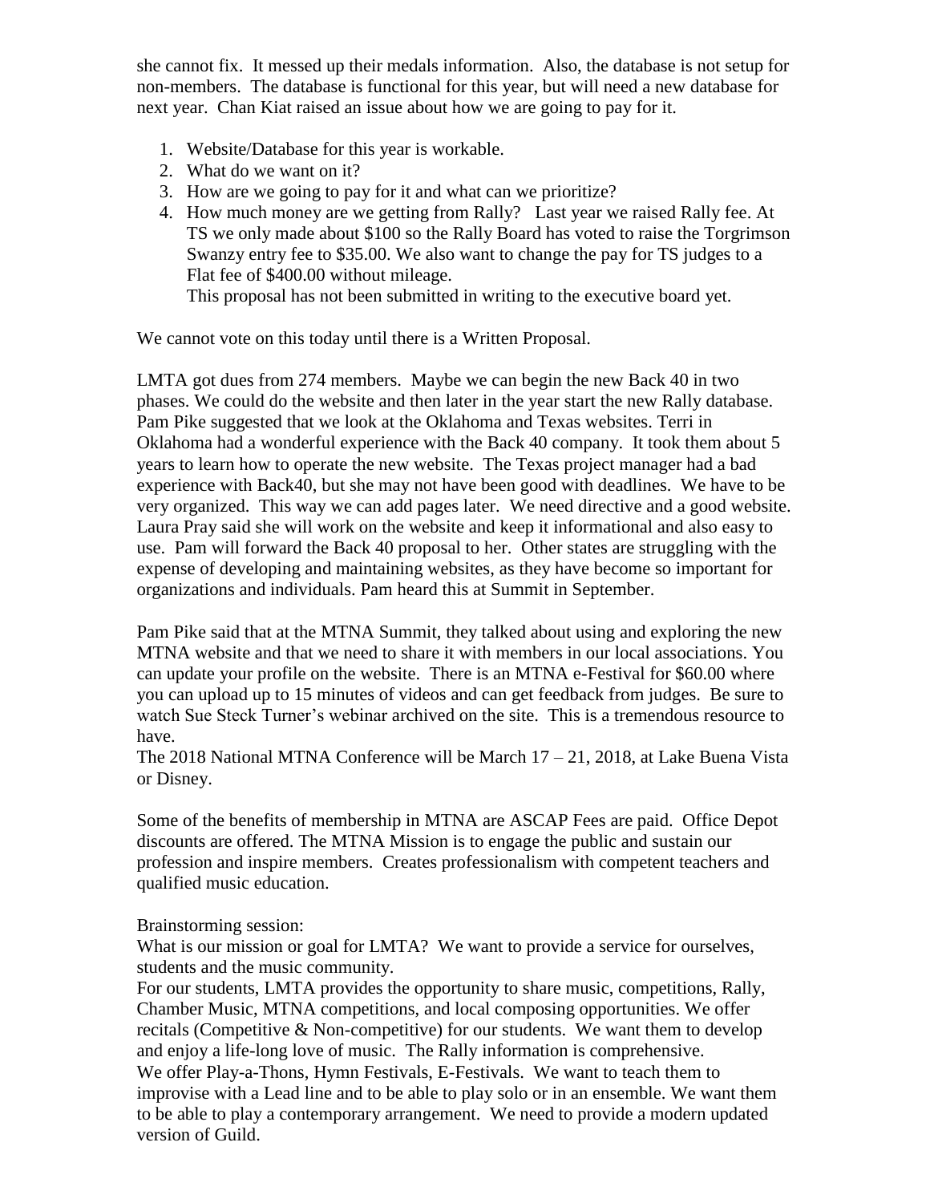she cannot fix. It messed up their medals information. Also, the database is not setup for non-members. The database is functional for this year, but will need a new database for next year. Chan Kiat raised an issue about how we are going to pay for it.

1. Website/Database for this year is workable.
2. What do we want on it?
3. How are we going to pay for it and what can we prioritize?
4. How much money are we getting from Rally? Last year we raised Rally fee. At TS we only made about $100 so the Rally Board has voted to raise the Torgrimson Swanzy entry fee to $35.00. We also want to change the pay for TS judges to a Flat fee of $400.00 without mileage.
   This proposal has not been submitted in writing to the executive board yet.

We cannot vote on this today until there is a Written Proposal.

LMTA got dues from 274 members. Maybe we can begin the new Back 40 in two phases. We could do the website and then later in the year start the new Rally database. Pam Pike suggested that we look at the Oklahoma and Texas websites. Terri in Oklahoma had a wonderful experience with the Back 40 company. It took them about 5 years to learn how to operate the new website. The Texas project manager had a bad experience with Back40, but she may not have been good with deadlines. We have to be very organized. This way we can add pages later. We need directive and a good website. Laura Pray said she will work on the website and keep it informational and also easy to use. Pam will forward the Back 40 proposal to her. Other states are struggling with the expense of developing and maintaining websites, as they have become so important for organizations and individuals. Pam heard this at Summit in September.

Pam Pike said that at the MTNA Summit, they talked about using and exploring the new MTNA website and that we need to share it with members in our local associations. You can update your profile on the website. There is an MTNA e-Festival for $60.00 where you can upload up to 15 minutes of videos and can get feedback from judges. Be sure to watch Sue Steck Turner's webinar archived on the site. This is a tremendous resource to have.
The 2018 National MTNA Conference will be March 17 – 21, 2018, at Lake Buena Vista or Disney.

Some of the benefits of membership in MTNA are ASCAP Fees are paid. Office Depot discounts are offered. The MTNA Mission is to engage the public and sustain our profession and inspire members. Creates professionalism with competent teachers and qualified music education.

Brainstorming session:
What is our mission or goal for LMTA? We want to provide a service for ourselves, students and the music community.
For our students, LMTA provides the opportunity to share music, competitions, Rally, Chamber Music, MTNA competitions, and local composing opportunities. We offer recitals (Competitive & Non-competitive) for our students. We want them to develop and enjoy a life-long love of music. The Rally information is comprehensive.
We offer Play-a-Thons, Hymn Festivals, E-Festivals. We want to teach them to improvise with a Lead line and to be able to play solo or in an ensemble. We want them to be able to play a contemporary arrangement. We need to provide a modern updated version of Guild.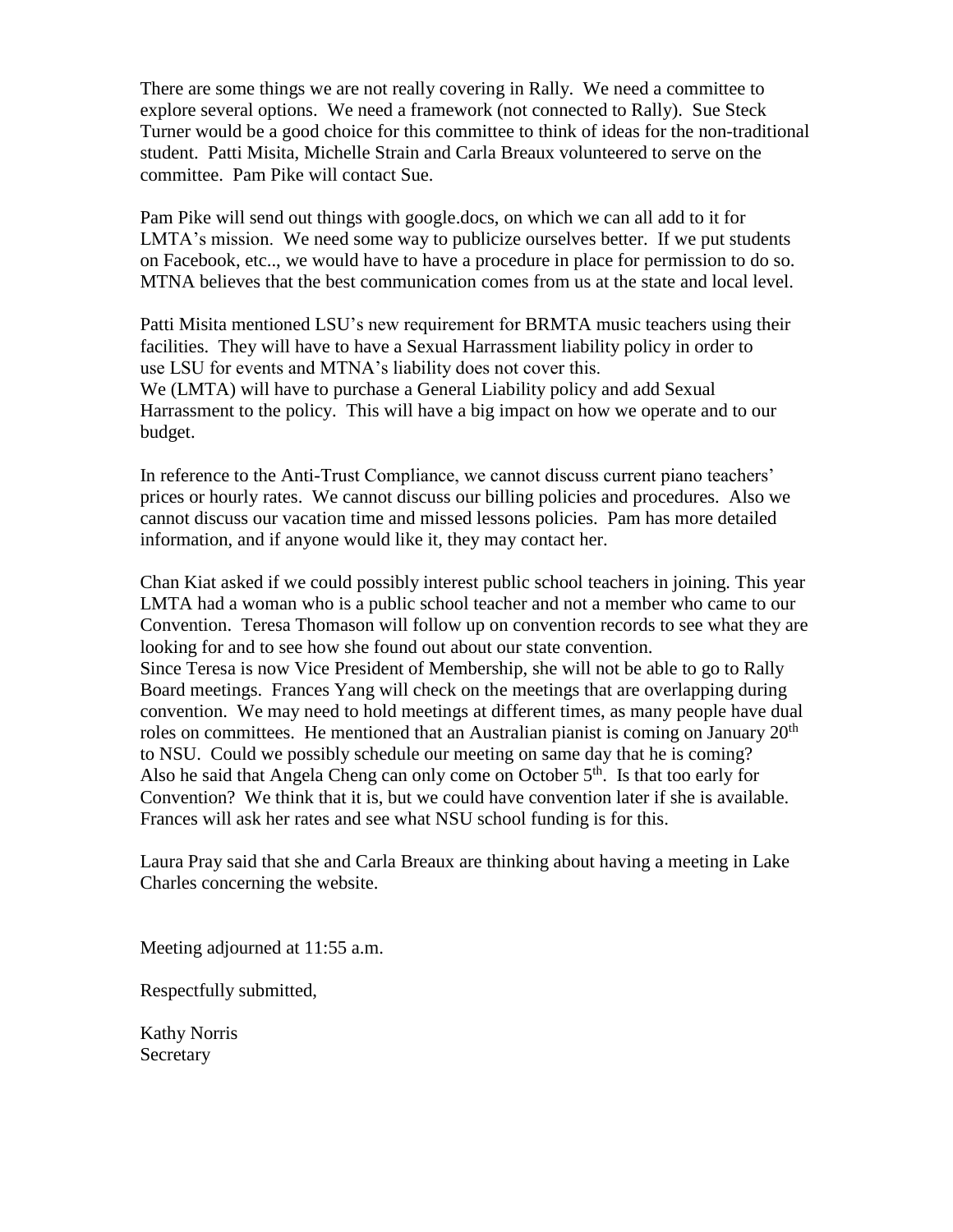There are some things we are not really covering in Rally. We need a committee to explore several options. We need a framework (not connected to Rally). Sue Steck Turner would be a good choice for this committee to think of ideas for the non-traditional student. Patti Misita, Michelle Strain and Carla Breaux volunteered to serve on the committee. Pam Pike will contact Sue.

Pam Pike will send out things with google.docs, on which we can all add to it for LMTA's mission. We need some way to publicize ourselves better. If we put students on Facebook, etc.., we would have to have a procedure in place for permission to do so. MTNA believes that the best communication comes from us at the state and local level.

Patti Misita mentioned LSU's new requirement for BRMTA music teachers using their facilities. They will have to have a Sexual Harrassment liability policy in order to use LSU for events and MTNA's liability does not cover this.
We (LMTA) will have to purchase a General Liability policy and add Sexual Harrassment to the policy. This will have a big impact on how we operate and to our budget.

In reference to the Anti-Trust Compliance, we cannot discuss current piano teachers' prices or hourly rates. We cannot discuss our billing policies and procedures. Also we cannot discuss our vacation time and missed lessons policies. Pam has more detailed information, and if anyone would like it, they may contact her.

Chan Kiat asked if we could possibly interest public school teachers in joining. This year LMTA had a woman who is a public school teacher and not a member who came to our Convention. Teresa Thomason will follow up on convention records to see what they are looking for and to see how she found out about our state convention.
Since Teresa is now Vice President of Membership, she will not be able to go to Rally Board meetings. Frances Yang will check on the meetings that are overlapping during convention. We may need to hold meetings at different times, as many people have dual roles on committees. He mentioned that an Australian pianist is coming on January 20th to NSU. Could we possibly schedule our meeting on same day that he is coming? Also he said that Angela Cheng can only come on October 5th. Is that too early for Convention? We think that it is, but we could have convention later if she is available. Frances will ask her rates and see what NSU school funding is for this.

Laura Pray said that she and Carla Breaux are thinking about having a meeting in Lake Charles concerning the website.

Meeting adjourned at 11:55 a.m.

Respectfully submitted,

Kathy Norris
Secretary